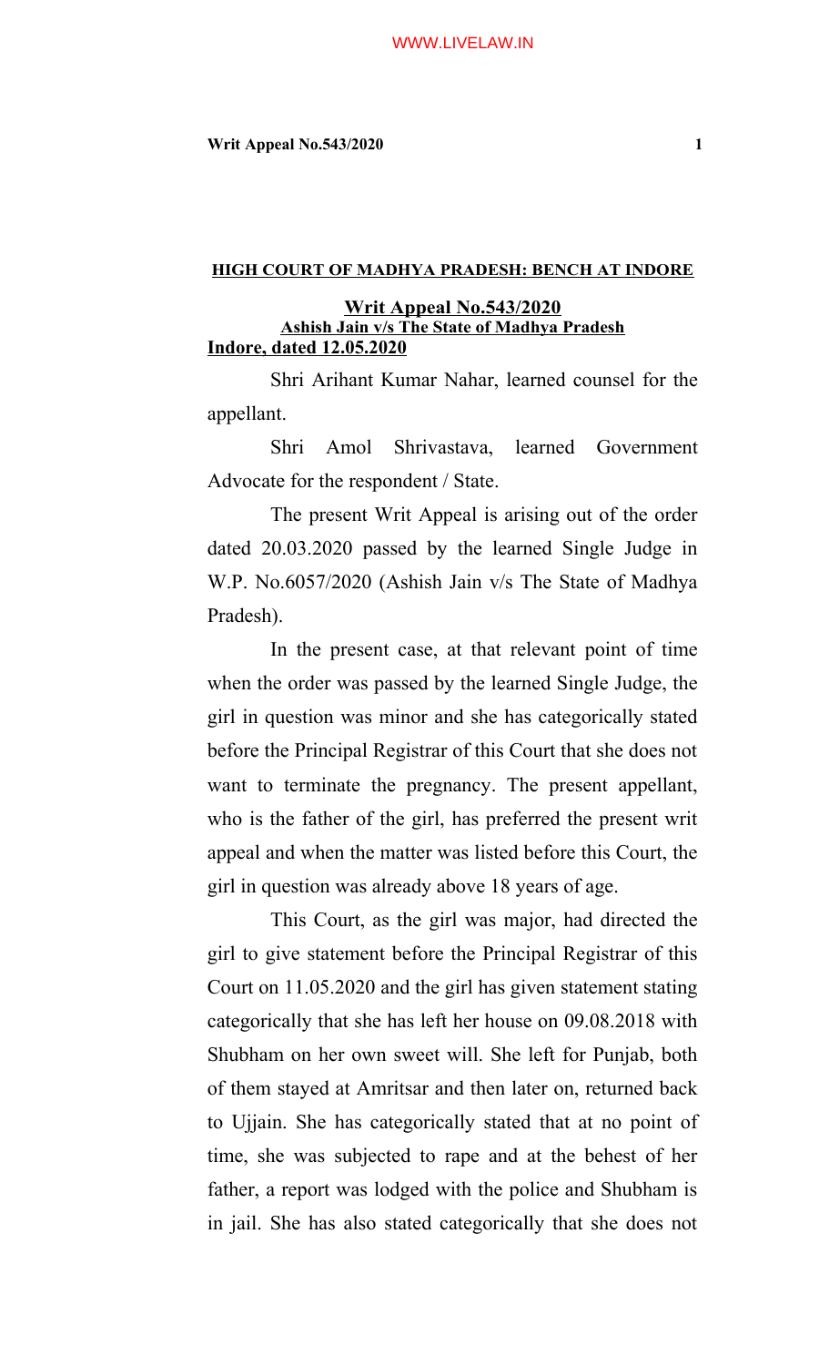**HIGH COURT OF MADHYA PRADESH: BENCH AT INDORE**

**Writ Appeal No.543/2020**
**Ashish Jain v/s The State of Madhya Pradesh**
**Indore, dated 12.05.2020**

Shri Arihant Kumar Nahar, learned counsel for the appellant.

Shri Amol Shrivastava, learned Government Advocate for the respondent / State.

The present Writ Appeal is arising out of the order dated 20.03.2020 passed by the learned Single Judge in W.P. No.6057/2020 (Ashish Jain v/s The State of Madhya Pradesh).

In the present case, at that relevant point of time when the order was passed by the learned Single Judge, the girl in question was minor and she has categorically stated before the Principal Registrar of this Court that she does not want to terminate the pregnancy. The present appellant, who is the father of the girl, has preferred the present writ appeal and when the matter was listed before this Court, the girl in question was already above 18 years of age.

This Court, as the girl was major, had directed the girl to give statement before the Principal Registrar of this Court on 11.05.2020 and the girl has given statement stating categorically that she has left her house on 09.08.2018 with Shubham on her own sweet will. She left for Punjab, both of them stayed at Amritsar and then later on, returned back to Ujjain. She has categorically stated that at no point of time, she was subjected to rape and at the behest of her father, a report was lodged with the police and Shubham is in jail. She has also stated categorically that she does not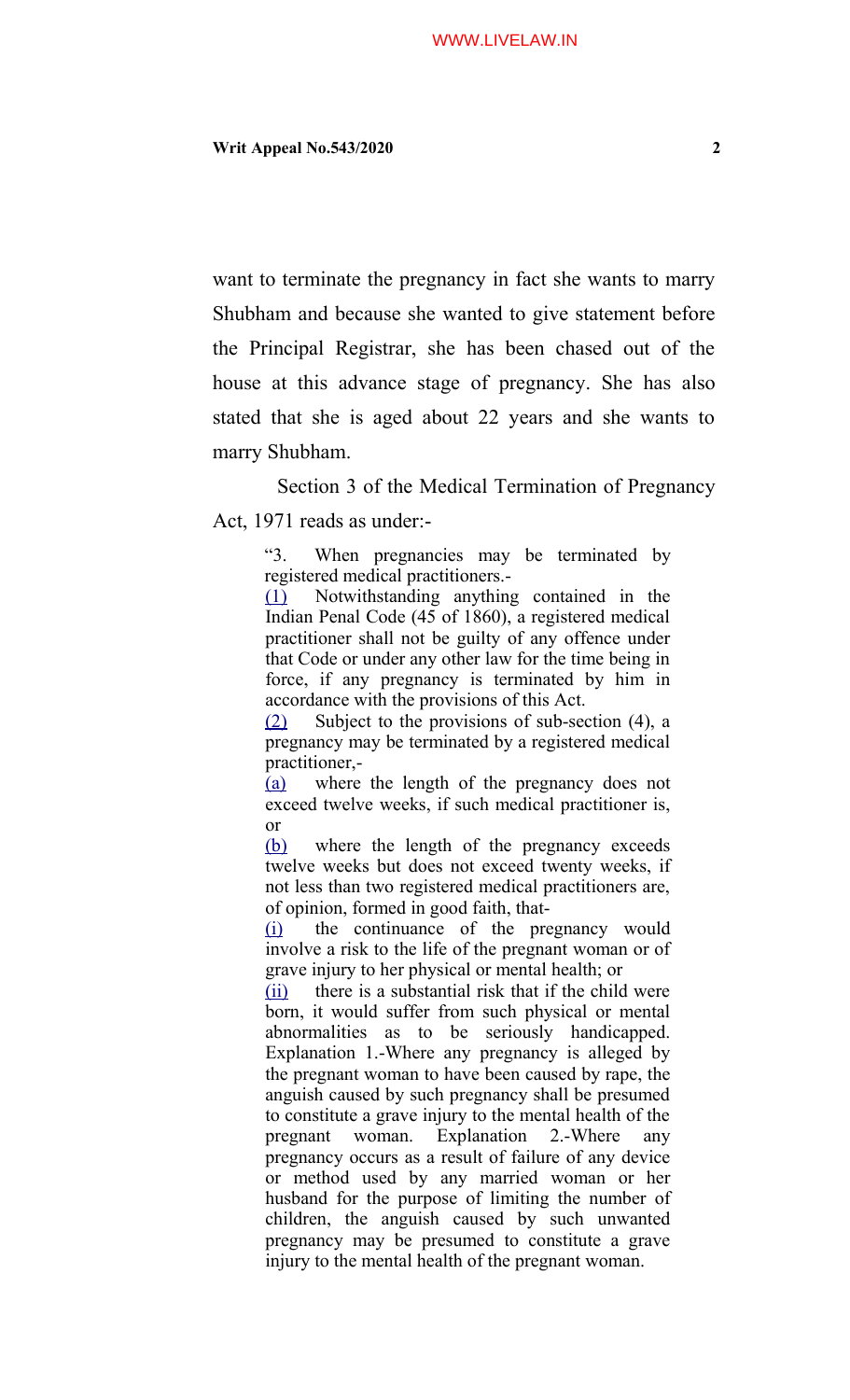want to terminate the pregnancy in fact she wants to marry Shubham and because she wanted to give statement before the Principal Registrar, she has been chased out of the house at this advance stage of pregnancy. She has also stated that she is aged about 22 years and she wants to marry Shubham.

Section 3 of the Medical Termination of Pregnancy Act, 1971 reads as under:-

> "3. When pregnancies may be terminated by registered medical practitioners.-
>
> (1) Notwithstanding anything contained in the Indian Penal Code (45 of 1860), a registered medical practitioner shall not be guilty of any offence under that Code or under any other law for the time being in force, if any pregnancy is terminated by him in accordance with the provisions of this Act.
>
> (2) Subject to the provisions of sub-section (4), a pregnancy may be terminated by a registered medical practitioner,-
>
> (a) where the length of the pregnancy does not exceed twelve weeks, if such medical practitioner is, or
>
> (b) where the length of the pregnancy exceeds twelve weeks but does not exceed twenty weeks, if not less than two registered medical practitioners are, of opinion, formed in good faith, that-
>
> (i) the continuance of the pregnancy would involve a risk to the life of the pregnant woman or of grave injury to her physical or mental health; or
>
> (ii) there is a substantial risk that if the child were born, it would suffer from such physical or mental abnormalities as to be seriously handicapped. Explanation 1.-Where any pregnancy is alleged by the pregnant woman to have been caused by rape, the anguish caused by such pregnancy shall be presumed to constitute a grave injury to the mental health of the pregnant woman. Explanation 2.-Where any pregnancy occurs as a result of failure of any device or method used by any married woman or her husband for the purpose of limiting the number of children, the anguish caused by such unwanted pregnancy may be presumed to constitute a grave injury to the mental health of the pregnant woman.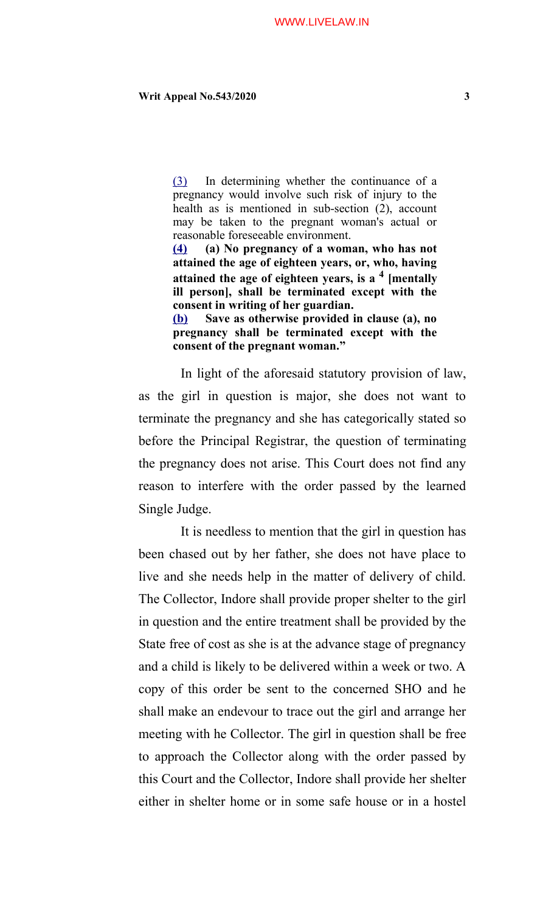(3) In determining whether the continuance of a pregnancy would involve such risk of injury to the health as is mentioned in sub-section (2), account may be taken to the pregnant woman's actual or reasonable foreseeable environment.

**(4) (a) No pregnancy of a woman, who has not attained the age of eighteen years, or, who, having attained the age of eighteen years, is a [4] [mentally ill person], shall be terminated except with the consent in writing of her guardian.**

**(b) Save as otherwise provided in clause (a), no pregnancy shall be terminated except with the consent of the pregnant woman."**

In light of the aforesaid statutory provision of law, as the girl in question is major, she does not want to terminate the pregnancy and she has categorically stated so before the Principal Registrar, the question of terminating the pregnancy does not arise. This Court does not find any reason to interfere with the order passed by the learned Single Judge.

It is needless to mention that the girl in question has been chased out by her father, she does not have place to live and she needs help in the matter of delivery of child. The Collector, Indore shall provide proper shelter to the girl in question and the entire treatment shall be provided by the State free of cost as she is at the advance stage of pregnancy and a child is likely to be delivered within a week or two. A copy of this order be sent to the concerned SHO and he shall make an endevour to trace out the girl and arrange her meeting with he Collector. The girl in question shall be free to approach the Collector along with the order passed by this Court and the Collector, Indore shall provide her shelter either in shelter home or in some safe house or in a hostel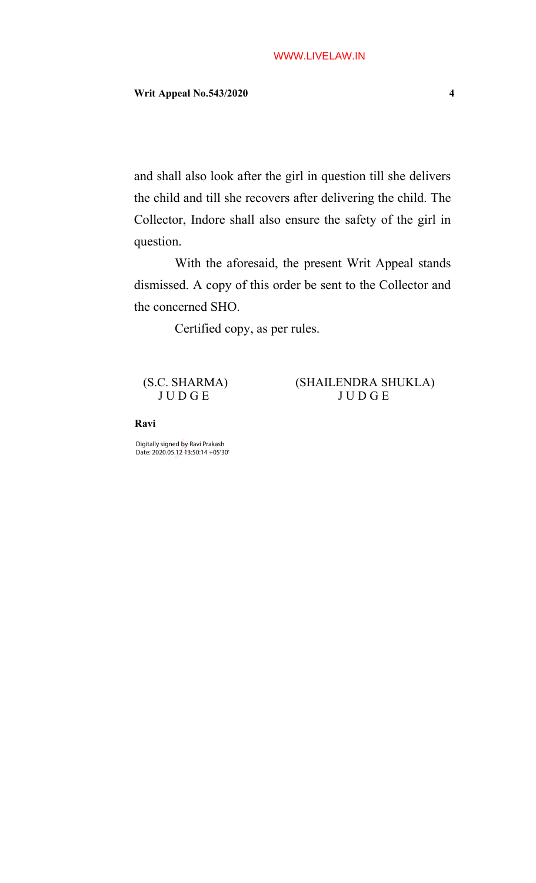and shall also look after the girl in question till she delivers the child and till she recovers after delivering the child. The Collector, Indore shall also ensure the safety of the girl in question.

With the aforesaid, the present Writ Appeal stands dismissed. A copy of this order be sent to the Collector and the concerned SHO.

Certified copy, as per rules.

| | |
|---|---|
| (S.C. SHARMA) JUDGE | (SHAILENDRA SHUKLA) JUDGE |

**Ravi**

Digitally signed by Ravi Prakash
Date: 2020.05.12 13:50:14 +05'30'